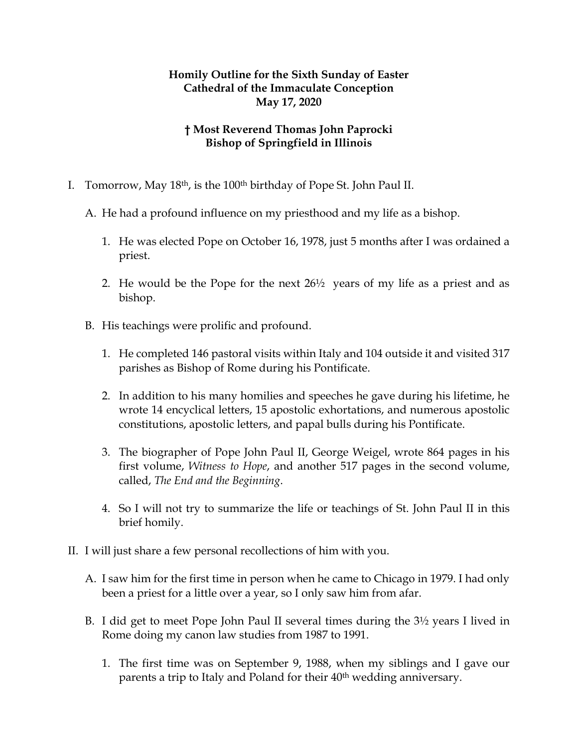**Homily Outline for the Sixth Sunday of Easter**
**Cathedral of the Immaculate Conception**
**May 17, 2020**

**† Most Reverend Thomas John Paprocki**
**Bishop of Springfield in Illinois**

I. Tomorrow, May 18th, is the 100th birthday of Pope St. John Paul II.

   A. He had a profound influence on my priesthood and my life as a bishop.

      1. He was elected Pope on October 16, 1978, just 5 months after I was ordained a priest.

      2. He would be the Pope for the next 26½ years of my life as a priest and as bishop.

   B. His teachings were prolific and profound.

      1. He completed 146 pastoral visits within Italy and 104 outside it and visited 317 parishes as Bishop of Rome during his Pontificate.

      2. In addition to his many homilies and speeches he gave during his lifetime, he wrote 14 encyclical letters, 15 apostolic exhortations, and numerous apostolic constitutions, apostolic letters, and papal bulls during his Pontificate.

      3. The biographer of Pope John Paul II, George Weigel, wrote 864 pages in his first volume, *Witness to Hope*, and another 517 pages in the second volume, called, *The End and the Beginning*.

      4. So I will not try to summarize the life or teachings of St. John Paul II in this brief homily.

II. I will just share a few personal recollections of him with you.

   A. I saw him for the first time in person when he came to Chicago in 1979. I had only been a priest for a little over a year, so I only saw him from afar.

   B. I did get to meet Pope John Paul II several times during the 3½ years I lived in Rome doing my canon law studies from 1987 to 1991.

      1. The first time was on September 9, 1988, when my siblings and I gave our parents a trip to Italy and Poland for their 40th wedding anniversary.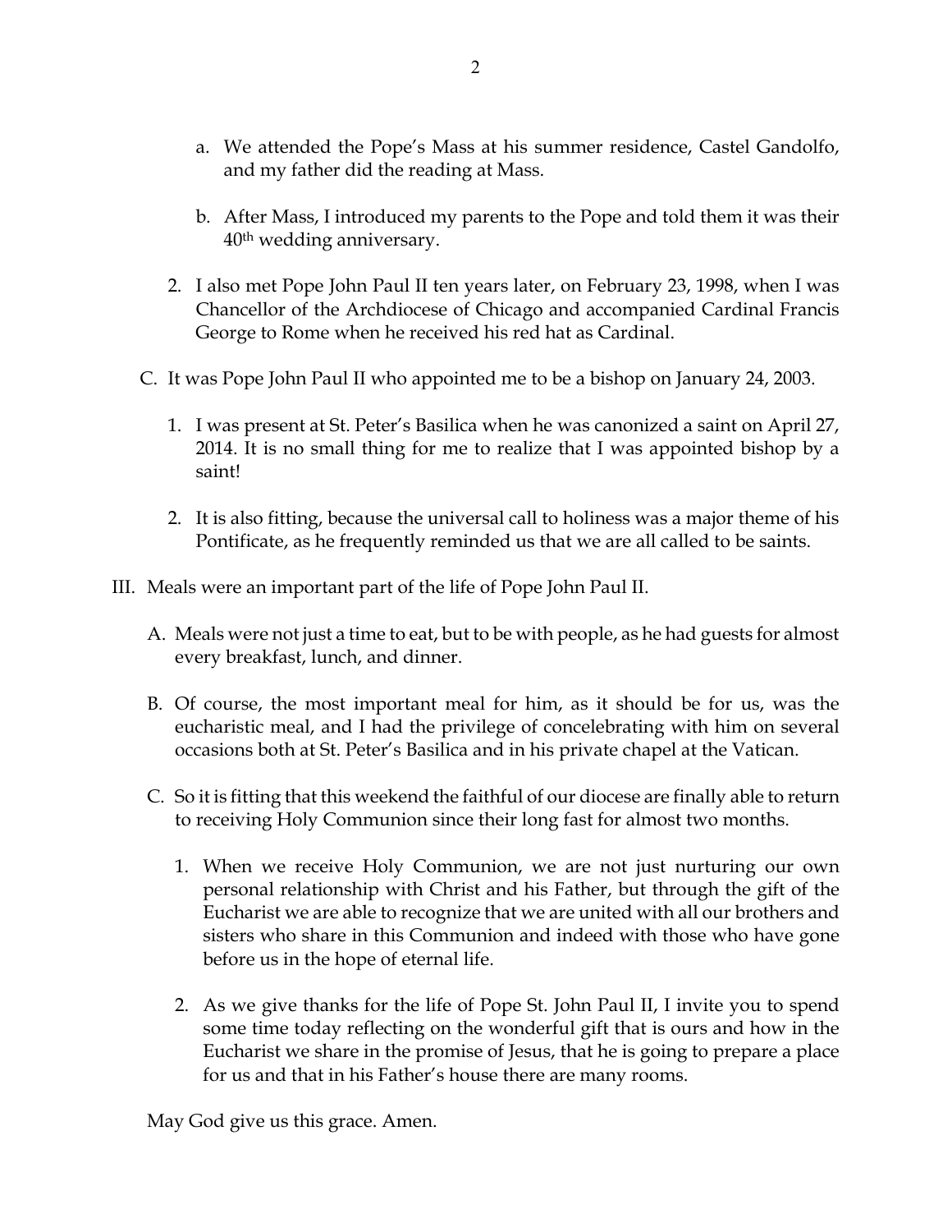a. We attended the Pope's Mass at his summer residence, Castel Gandolfo, and my father did the reading at Mass.

   b. After Mass, I introduced my parents to the Pope and told them it was their 40th wedding anniversary.

2. I also met Pope John Paul II ten years later, on February 23, 1998, when I was Chancellor of the Archdiocese of Chicago and accompanied Cardinal Francis George to Rome when he received his red hat as Cardinal.

C. It was Pope John Paul II who appointed me to be a bishop on January 24, 2003.

   1. I was present at St. Peter's Basilica when he was canonized a saint on April 27, 2014. It is no small thing for me to realize that I was appointed bishop by a saint!

   2. It is also fitting, because the universal call to holiness was a major theme of his Pontificate, as he frequently reminded us that we are all called to be saints.

III. Meals were an important part of the life of Pope John Paul II.

   A. Meals were not just a time to eat, but to be with people, as he had guests for almost every breakfast, lunch, and dinner.

   B. Of course, the most important meal for him, as it should be for us, was the eucharistic meal, and I had the privilege of concelebrating with him on several occasions both at St. Peter's Basilica and in his private chapel at the Vatican.

   C. So it is fitting that this weekend the faithful of our diocese are finally able to return to receiving Holy Communion since their long fast for almost two months.

      1. When we receive Holy Communion, we are not just nurturing our own personal relationship with Christ and his Father, but through the gift of the Eucharist we are able to recognize that we are united with all our brothers and sisters who share in this Communion and indeed with those who have gone before us in the hope of eternal life.

      2. As we give thanks for the life of Pope St. John Paul II, I invite you to spend some time today reflecting on the wonderful gift that is ours and how in the Eucharist we share in the promise of Jesus, that he is going to prepare a place for us and that in his Father's house there are many rooms.

May God give us this grace. Amen.